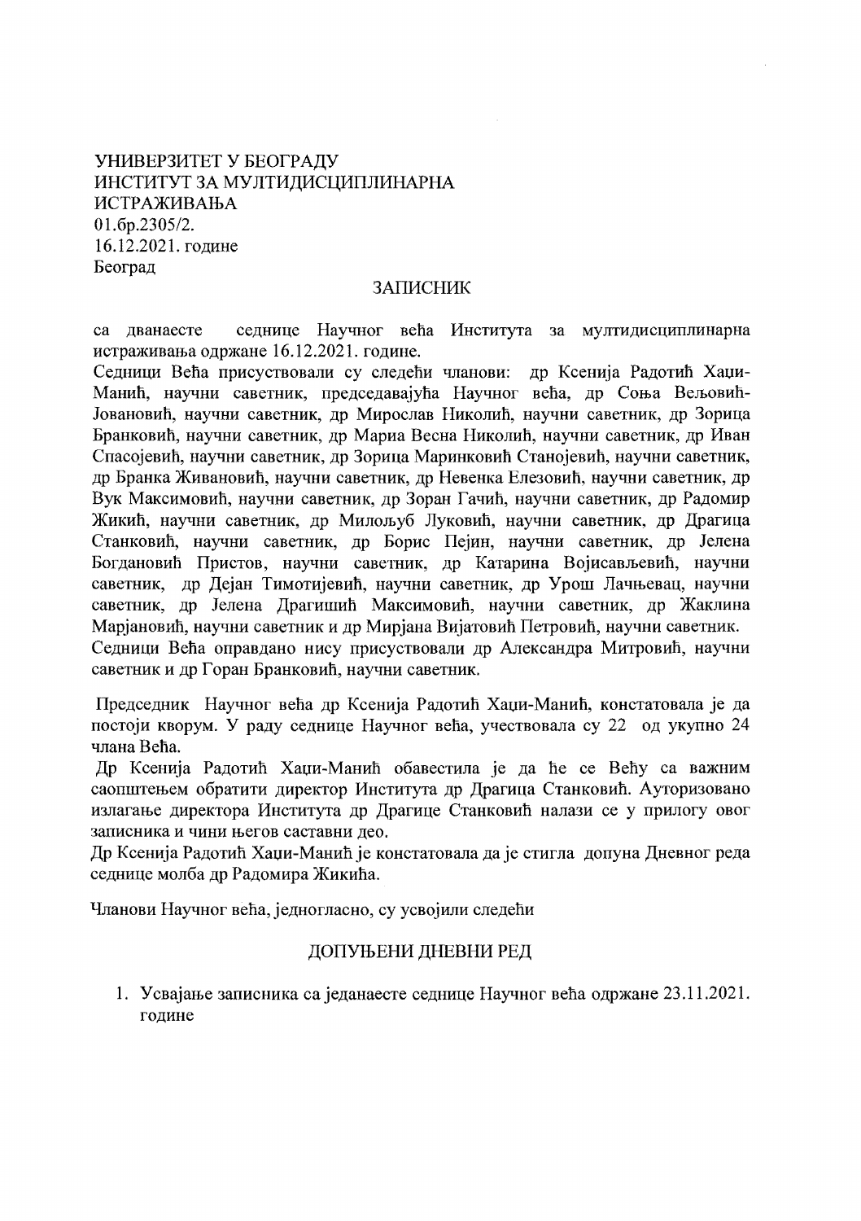УНИВЕРЗИТЕТ У БЕОГРАДУ
ИНСТИТУТ ЗА МУЛТИДИСЦИПЛИНАРНА
ИСТРАЖИВАЊА
01.бр.2305/2.
16.12.2021. године
Београд

## ЗАПИСНИК

са дванаесте седнице Научног већа Института за мултидисциплинарна истраживања одржане 16.12.2021. године.

Седници Већа присуствовали су следећи чланови: др Ксенија Радотић Хаџи-Манић, научни саветник, председавајућа Научног већа, др Соња Вељовић-Јовановић, научни саветник, др Мирослав Николић, научни саветник, др Зорица Бранковић, научни саветник, др Мариа Весна Николић, научни саветник, др Иван Спасојевић, научни саветник, др Зорица Маринковић Станојевић, научни саветник, др Бранка Живановић, научни саветник, др Невенка Елезовић, научни саветник, др Вук Максимовић, научни саветник, др Зоран Гачић, научни саветник, др Радомир Жикић, научни саветник, др Милољуб Луковић, научни саветник, др Драгица Станковић, научни саветник, др Борис Пејин, научни саветник, др Јелена Богдановић Пристов, научни саветник, др Катарина Војисављевић, научни саветник, др Дејан Тимотијевић, научни саветник, др Урош Лачњевац, научни саветник, др Јелена Драгишић Максимовић, научни саветник, др Жаклина Марјановић, научни саветник и др Мирјана Вијатовић Петровић, научни саветник.

Седници Већа оправдано нису присуствовали др Александра Митровић, научни саветник и др Горан Бранковић, научни саветник.

Председник Научног већа др Ксенија Радотић Хаџи-Манић, констатовала је да постоји кворум. У раду седнице Научног већа, учествовала су 22 од укупно 24 члана Већа.

Др Ксенија Радотић Хаџи-Манић обавестила је да ће се Већу са важним саопштењем обратити директор Института др Драгица Станковић. Ауторизовано излагање директора Института др Драгице Станковић налази се у прилогу овог записника и чини његов саставни део.

Др Ксенија Радотић Хаџи-Манић је констатовала да је стигла допуна Дневног реда седнице молба др Радомира Жикића.

Чланови Научног већа, једногласно, су усвојили следећи

## ДОПУЊЕНИ ДНЕВНИ РЕД

1. Усвајање записника са једанаесте седнице Научног већа одржане 23.11.2021. године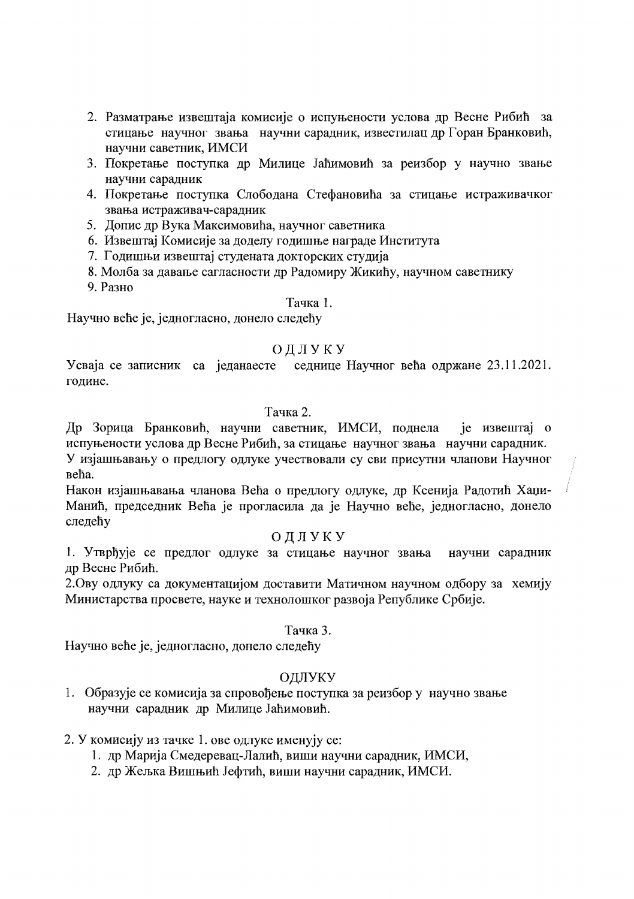2. Разматрање извештаја комисије о испуњености услова др Весне Рибић за стицање научног звања научни сарадник, известилац др Горан Бранковић, научни саветник, ИМСИ
3. Покретање поступка др Милице Јаћимовић за реизбор у научно звање научни сарадник
4. Покретање поступка Слободана Стефановића за стицање истраживачког звања истраживач-сарадник
5. Допис др Вука Максимовића, научног саветника
6. Извештај Комисије за доделу годишње награде Института
7. Годишњи извештај студената докторских студија
8. Молба за давање сагласности др Радомиру Жикићу, научном саветнику
9. Разно

Тачка 1.

Научно веће је, једногласно, донело следећу

ОДЛУКУ

Усваја се записник са једанаесте седнице Научног већа одржане 23.11.2021. године.

Тачка 2.

Др Зорица Бранковић, научни саветник, ИМСИ, поднела је извештај о испуњености услова др Весне Рибић, за стицање научног звања научни сарадник.
У изјашњавању о предлогу одлуке учествовали су сви присутни чланови Научног већа.
Након изјашњавања чланова Већа о предлогу одлуке, др Ксенија Радотић Хаџи-Манић, председник Већа је прогласила да је Научно веће, једногласно, донело следећу

ОДЛУКУ

1. Утврђује се предлог одлуке за стицање научног звања научни сарадник др Весне Рибић.
2. Ову одлуку са документацијом доставити Матичном научном одбору за хемију Министарства просвете, науке и технолошког развоја Републике Србије.

Тачка 3.

Научно веће је, једногласно, донело следећу

ОДЛУКУ

1. Образује се комисија за спровођење поступка за реизбор у научно звање научни сарадник др Милице Јаћимовић.
2. У комисију из тачке 1. ове одлуке именују се:
   1. др Марија Смедеревац-Лалић, виши научни сарадник, ИМСИ,
   2. др Жељка Вишњић Јефтић, виши научни сарадник, ИМСИ.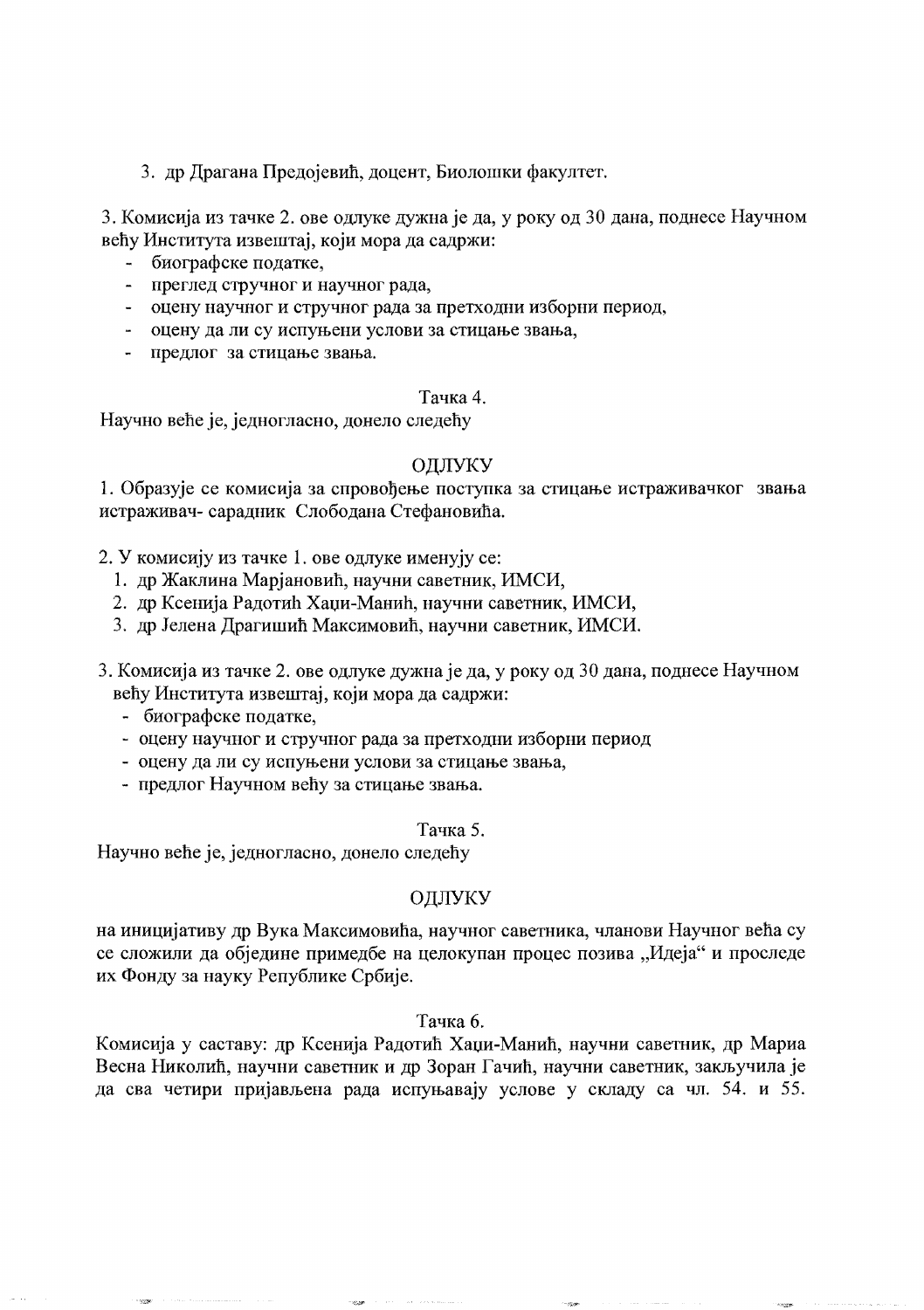3. др Драгана Предојевић, доцент, Биолошки факултет.

3. Комисија из тачке 2. ове одлуке дужна је да, у року од 30 дана, поднесе Научном већу Института извештај, који мора да садржи:

- биографске податке,
- преглед стручног и научног рада,
- оцену научног и стручног рада за претходни изборни период,
- оцену да ли су испуњени услови за стицање звања,
- предлог за стицање звања.

Тачка 4.

Научно веће је, једногласно, донело следећу

ОДЛУКУ

1. Образује се комисија за спровођење поступка за стицање истраживачког звања истраживач- сарадник Слободана Стефановића.

2. У комисију из тачке 1. ове одлуке именују се:
   1. др Жаклина Марјановић, научни саветник, ИМСИ,
   2. др Ксенија Радотић Хаџи-Манић, научни саветник, ИМСИ,
   3. др Јелена Драгишић Максимовић, научни саветник, ИМСИ.

3. Комисија из тачке 2. ове одлуке дужна је да, у року од 30 дана, поднесе Научном већу Института извештај, који мора да садржи:
   - биографске податке,
   - оцену научног и стручног рада за претходни изборни период
   - оцену да ли су испуњени услови за стицање звања,
   - предлог Научном већу за стицање звања.

Тачка 5.

Научно веће је, једногласно, донело следећу

ОДЛУКУ

на иницијативу др Вука Максимовића, научног саветника, чланови Научног већа су се сложили да објединe примедбе на целокупан процес позива „Идеја" и проследе их Фонду за науку Републике Србије.

Тачка 6.

Комисија у саставу: др Ксенија Радотић Хаџи-Манић, научни саветник, др Мариа Весна Николић, научни саветник и др Зоран Гачић, научни саветник, закључила је да сва четири пријављена рада испуњавају услове у складу са чл. 54. и 55.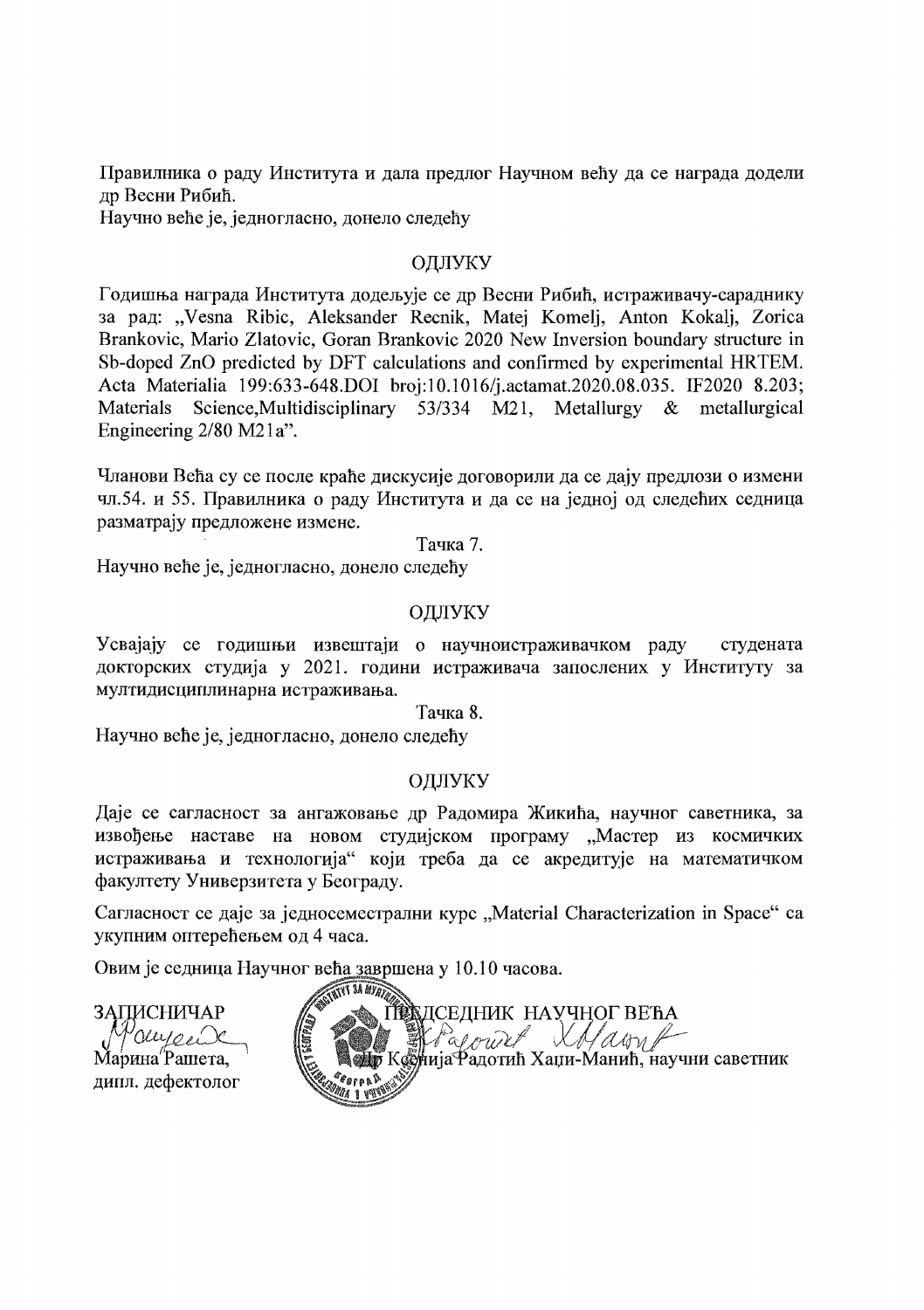Правилника о раду Института и дала предлог Научном већу да се награда додели др Весни Рибић.

Научно веће је, једногласно, донело следећу

ОДЛУКУ

Годишња награда Института додељује се др Весни Рибић, истраживачу-сараднику за рад: „Vesna Ribic, Aleksander Recnik, Matej Komelj, Anton Kokalj, Zorica Brankovic, Mario Zlatovic, Goran Brankovic 2020 New Inversion boundary structure in Sb-doped ZnO predicted by DFT calculations and confirmed by experimental HRTEM. Acta Materialia 199:633-648.DOI broj:10.1016/j.actamat.2020.08.035. IF2020 8.203; Materials Science,Multidisciplinary 53/334 M21, Metallurgy & metallurgical Engineering 2/80 M21a".

Чланови Већа су се после краће дискусије договорили да се дају предлози о измени чл.54. и 55. Правилника о раду Института и да се на једној од следећих седница разматрају предложене измене.

Тачка 7.

Научно веће је, једногласно, донело следећу

ОДЛУКУ

Усвајају се годишњи извештаји о научноистраживачком раду студената докторских студија у 2021. години истраживача запослених у Институту за мултидисциплинарна истраживања.

Тачка 8.

Научно веће је, једногласно, донело следећу

ОДЛУКУ

Даје се сагласност за ангажовање др Радомира Жикића, научног саветника, за извођење наставе на новом студијском програму „Мастер из космичких истраживања и технологија" који треба да се акредитује на математичком факултету Универзитета у Београду.

Сагласност се даје за једносеместрални курс „Material Characterization in Space" са укупним оптерећењем од 4 часа.

Овим је седница Научног већа завршена у 10.10 часова.

ЗАПИСНИЧАР

Марина Рашета,
дипл. дефектолог

ПРЕДСЕДНИК НАУЧНОГ ВЕЋА

Др Ксенија Радотић Хаџи-Манић, научни саветник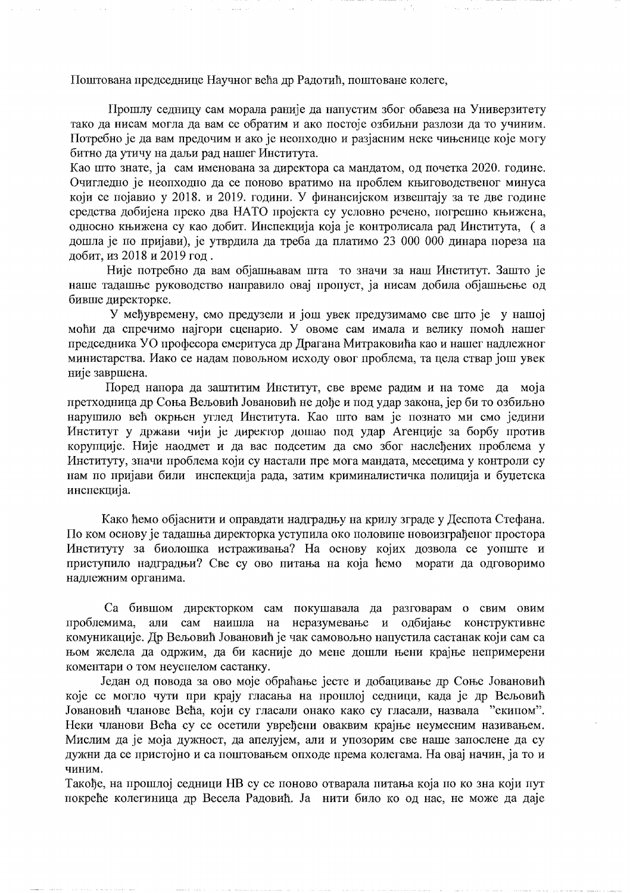Поштована председнице Научног већа др Радотић, поштоване колеге,

Прошлу седницу сам морала раније да напустим због обавеза на Универзитету тако да нисам могла да вам се обратим и ако постоје озбиљни разлози да то учиним. Потребно је да вам предочим и ако је неопходно и разјасним неке чињенице које могу битно да утичу на даљи рад нашег Института.

Као што знате, ја сам именована за директора са мандатом, од почетка 2020. године. Очигледно је неопходно да се поново вратимо на проблем књиговодственог минуса који се појавио у 2018. и 2019. години. У финансијском извештају за те две године средства добијена преко два НАТО пројекта су условно речено, погрешно књижена, односно књижена су као добит. Инспекција која је контролисала рад Института, ( а дошла је по пријави), је утврдила да треба да платимо 23 000 000 динара пореза на добит, из 2018 и 2019 год .

Није потребно да вам објашњавам шта то значи за наш Институт. Зашто је наше тадашње руководство направило овај пропуст, ја нисам добила објашњење од бивше директорке.

У међувремену, смо предузели и још увек предузимамо све што је у нашој моћи да спречимо најгори сценарио. У овоме сам имала и велику помоћ нашег председника УО професора емеритуса др Драгана Митраковића као и нашег надлежног министарства. Иако се надам повољном исходу овог проблема, та цела ствар још увек није завршена.

Поред напора да заштитим Институт, све време радим и на томе да моја претходница др Соња Вељовић Јовановић не дође и под удар закона, јер би то озбиљно нарушило већ окрњен углед Института. Као што вам је познато ми смо једини Институт у држави чији је директор дошао под удар Агенције за борбу против корупције. Није наодмет и да вас подсетим да смо због наслеђених проблема у Институту, значи проблема који су настали пре мога мандата, месецима у контроли су нам по пријави били инспекција рада, затим криминалистичка полиција и буџетска инспекција.

Како ћемо објаснити и оправдати надградњу на крилу зграде у Деспота Стефана. По ком основу је тадашња директорка уступила око половине новоизграђеног простора Институту за биолошка истраживања? На основу којих дозвола се уопште и приступило надградњи? Све су ово питања на која ћемо морати да одговоримо надлежним органима.

Са бившом директорком сам покушавала да разговарам о свим овим проблемима, али сам наишла на неразумевање и одбијање конструктивне комуникације. Др Вељовић Јовановић је чак самовољно напустила састанак који сам са њом желела да одржим, да би касније до мене дошли њени крајње непримерени коментари о том неуспелом састанку.

Један од повода за ово моје обраћање јесте и добацивање др Соње Јовановић које се могло чути при крају гласања на прошлој седници, када је др Вељовић Јовановић чланове Већа, који су гласали онако како су гласали, назвала "екипом". Неки чланови Већа су се осетили увређени оваквим крајње неумесним називањем. Мислим да је моја дужност, да апелујем, али и упозорим све наше запослене да су дужни да се пристојно и са поштовањем опходе према колегама. На овај начин, ја то и чиним.

Такође, на прошлој седници НВ су се поново отварала питања која по ко зна који пут покреће колегиница др Весела Радовић. Ја нити било ко од нас, не може да даје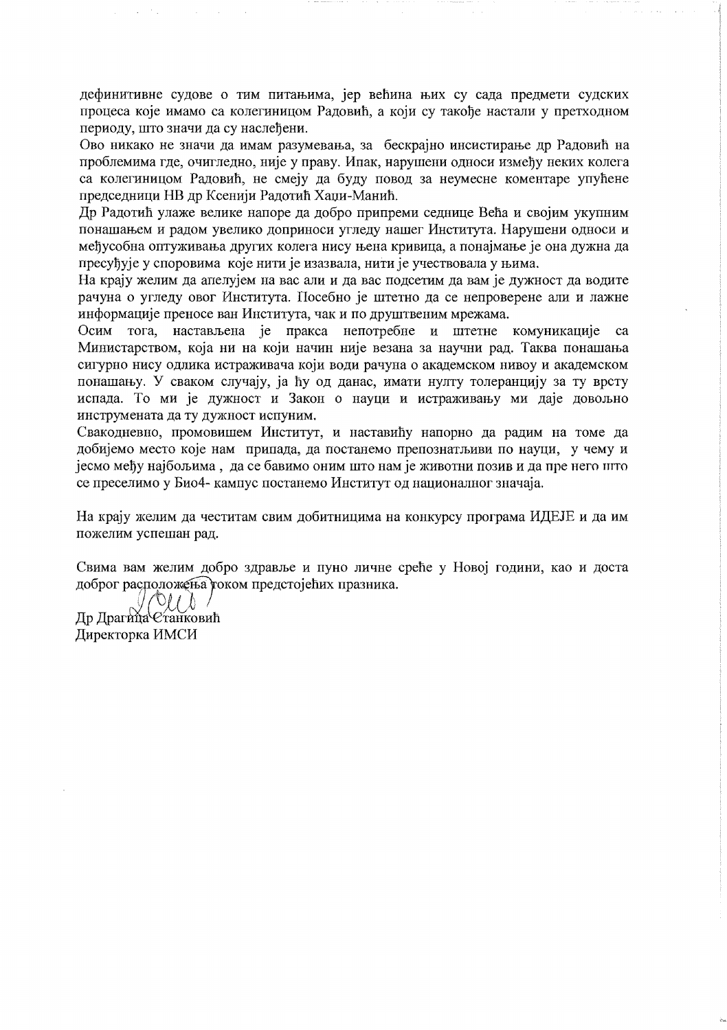дефинитивне судове о тим питањима, јер већина њих су сада предмети судских процеса које имамо са колегиницом Радовић, а који су такође настали у претходном периоду, што значи да су наслеђени.

Ово никако не значи да имам разумевања, за бескрајно инсистирање др Радовић на проблемима где, очигледно, није у праву. Ипак, нарушени односи између неких колега са колегиницом Радовић, не смеју да буду повод за неумесне коментаре упућене председници НВ др Ксенији Радотић Хаџи-Манић.

Др Радотић улаже велике напоре да добро припреми седнице Већа и својим укупним понашањем и радом увелико доприноси угледу нашег Института. Нарушени односи и међусобна оптуживања других колега нису њена кривица, а понајмање је она дужна да пресуђује у споровима које нити је изазвала, нити је учествовала у њима.

На крају желим да апелујем на вас али и да вас подсетим да вам је дужност да водите рачуна о угледу овог Института. Посебно је штетно да се непроверене али и лажне информације преносе ван Института, чак и по друштвеним мрежама.

Осим тога, настављена је пракса непотребне и штетне комуникације са Министарством, која ни на који начин није везана за научни рад. Таква понашања сигурно нису одлика истраживача који води рачуна о академском нивоу и академском понашању. У сваком случају, ја ћу од данас, имати нулту толеранцију за ту врсту испада. То ми је дужност и Закон о науци и истраживању ми даје довољно инструмената да ту дужност испуним.

Свакодневно, промовишем Институт, и наставићу напорно да радим на томе да добијемо место које нам припада, да постанемо препознатљиви по науци, у чему и јесмо међу најбољима , да се бавимо оним што нам је животни позив и да пре него што се преселимо у Био4- кампус постанемо Институт од националног значаја.

На крају желим да честитам свим добитницима на конкурсу програма ИДЕЈЕ и да им пожелим успешан рад.

Свима вам желим добро здравље и пуно личне среће у Новој години, као и доста доброг расположења током предстојећих празника.

Др Драгица Станковић
Директорка ИМСИ